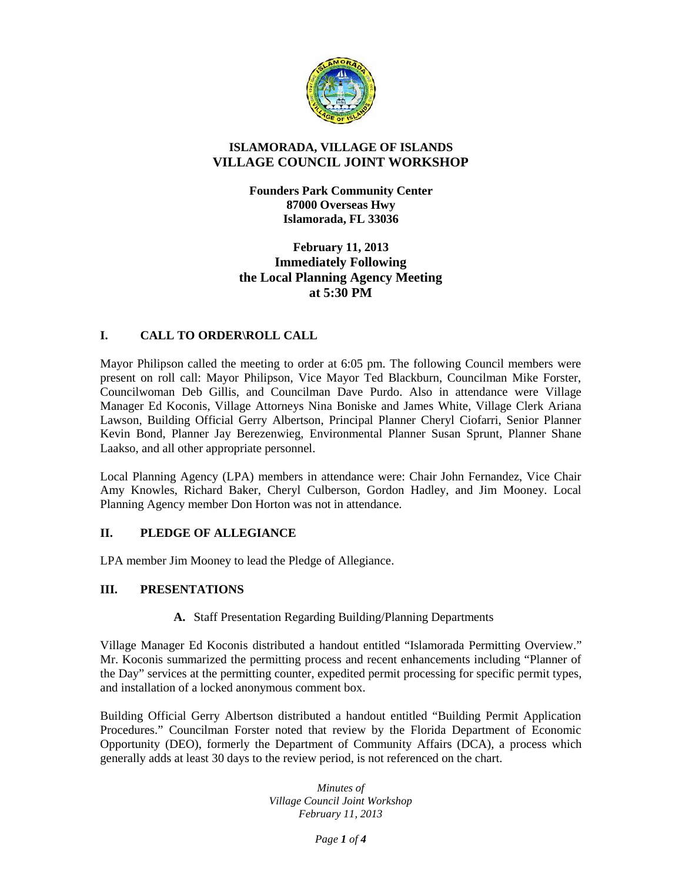# ISLAMORADA, VILLAGE OF ISLANDS
# VILLAGE COUNCIL JOINT WORKSHOP

**Founders Park Community Center**
**87000 Overseas Hwy**
**Islamorada, FL 33036**

**February 11, 2013**
**Immediately Following**
**the Local Planning Agency Meeting**
**at 5:30 PM**

## I. CALL TO ORDER\ROLL CALL

Mayor Philipson called the meeting to order at 6:05 pm. The following Council members were present on roll call: Mayor Philipson, Vice Mayor Ted Blackburn, Councilman Mike Forster, Councilwoman Deb Gillis, and Councilman Dave Purdo. Also in attendance were Village Manager Ed Koconis, Village Attorneys Nina Boniske and James White, Village Clerk Ariana Lawson, Building Official Gerry Albertson, Principal Planner Cheryl Ciofarri, Senior Planner Kevin Bond, Planner Jay Berezenwieg, Environmental Planner Susan Sprunt, Planner Shane Laakso, and all other appropriate personnel.

Local Planning Agency (LPA) members in attendance were: Chair John Fernandez, Vice Chair Amy Knowles, Richard Baker, Cheryl Culberson, Gordon Hadley, and Jim Mooney. Local Planning Agency member Don Horton was not in attendance.

## II. PLEDGE OF ALLEGIANCE

LPA member Jim Mooney to lead the Pledge of Allegiance.

## III. PRESENTATIONS

**A.** Staff Presentation Regarding Building/Planning Departments

Village Manager Ed Koconis distributed a handout entitled "Islamorada Permitting Overview." Mr. Koconis summarized the permitting process and recent enhancements including "Planner of the Day" services at the permitting counter, expedited permit processing for specific permit types, and installation of a locked anonymous comment box.

Building Official Gerry Albertson distributed a handout entitled "Building Permit Application Procedures." Councilman Forster noted that review by the Florida Department of Economic Opportunity (DEO), formerly the Department of Community Affairs (DCA), a process which generally adds at least 30 days to the review period, is not referenced on the chart.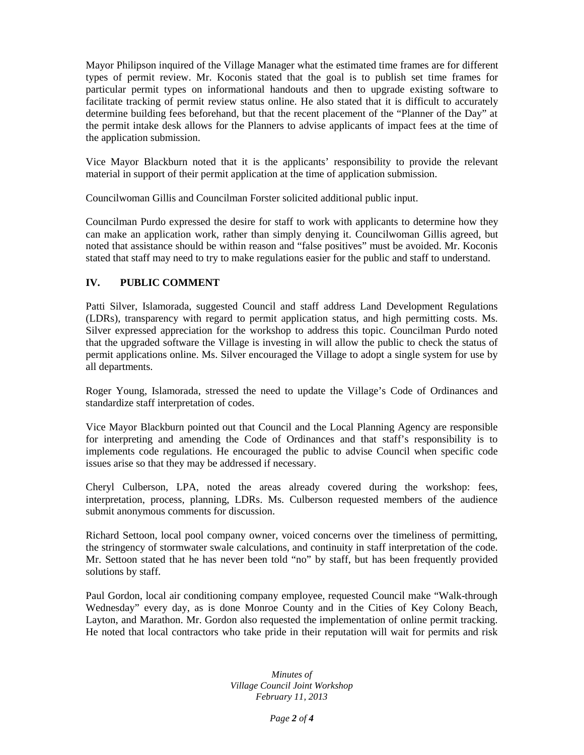Mayor Philipson inquired of the Village Manager what the estimated time frames are for different types of permit review. Mr. Koconis stated that the goal is to publish set time frames for particular permit types on informational handouts and then to upgrade existing software to facilitate tracking of permit review status online. He also stated that it is difficult to accurately determine building fees beforehand, but that the recent placement of the "Planner of the Day" at the permit intake desk allows for the Planners to advise applicants of impact fees at the time of the application submission.

Vice Mayor Blackburn noted that it is the applicants' responsibility to provide the relevant material in support of their permit application at the time of application submission.

Councilwoman Gillis and Councilman Forster solicited additional public input.

Councilman Purdo expressed the desire for staff to work with applicants to determine how they can make an application work, rather than simply denying it. Councilwoman Gillis agreed, but noted that assistance should be within reason and "false positives" must be avoided. Mr. Koconis stated that staff may need to try to make regulations easier for the public and staff to understand.

## IV. PUBLIC COMMENT

Patti Silver, Islamorada, suggested Council and staff address Land Development Regulations (LDRs), transparency with regard to permit application status, and high permitting costs. Ms. Silver expressed appreciation for the workshop to address this topic. Councilman Purdo noted that the upgraded software the Village is investing in will allow the public to check the status of permit applications online. Ms. Silver encouraged the Village to adopt a single system for use by all departments.

Roger Young, Islamorada, stressed the need to update the Village's Code of Ordinances and standardize staff interpretation of codes.

Vice Mayor Blackburn pointed out that Council and the Local Planning Agency are responsible for interpreting and amending the Code of Ordinances and that staff's responsibility is to implements code regulations. He encouraged the public to advise Council when specific code issues arise so that they may be addressed if necessary.

Cheryl Culberson, LPA, noted the areas already covered during the workshop: fees, interpretation, process, planning, LDRs. Ms. Culberson requested members of the audience submit anonymous comments for discussion.

Richard Settoon, local pool company owner, voiced concerns over the timeliness of permitting, the stringency of stormwater swale calculations, and continuity in staff interpretation of the code. Mr. Settoon stated that he has never been told "no" by staff, but has been frequently provided solutions by staff.

Paul Gordon, local air conditioning company employee, requested Council make "Walk-through Wednesday" every day, as is done Monroe County and in the Cities of Key Colony Beach, Layton, and Marathon. Mr. Gordon also requested the implementation of online permit tracking. He noted that local contractors who take pride in their reputation will wait for permits and risk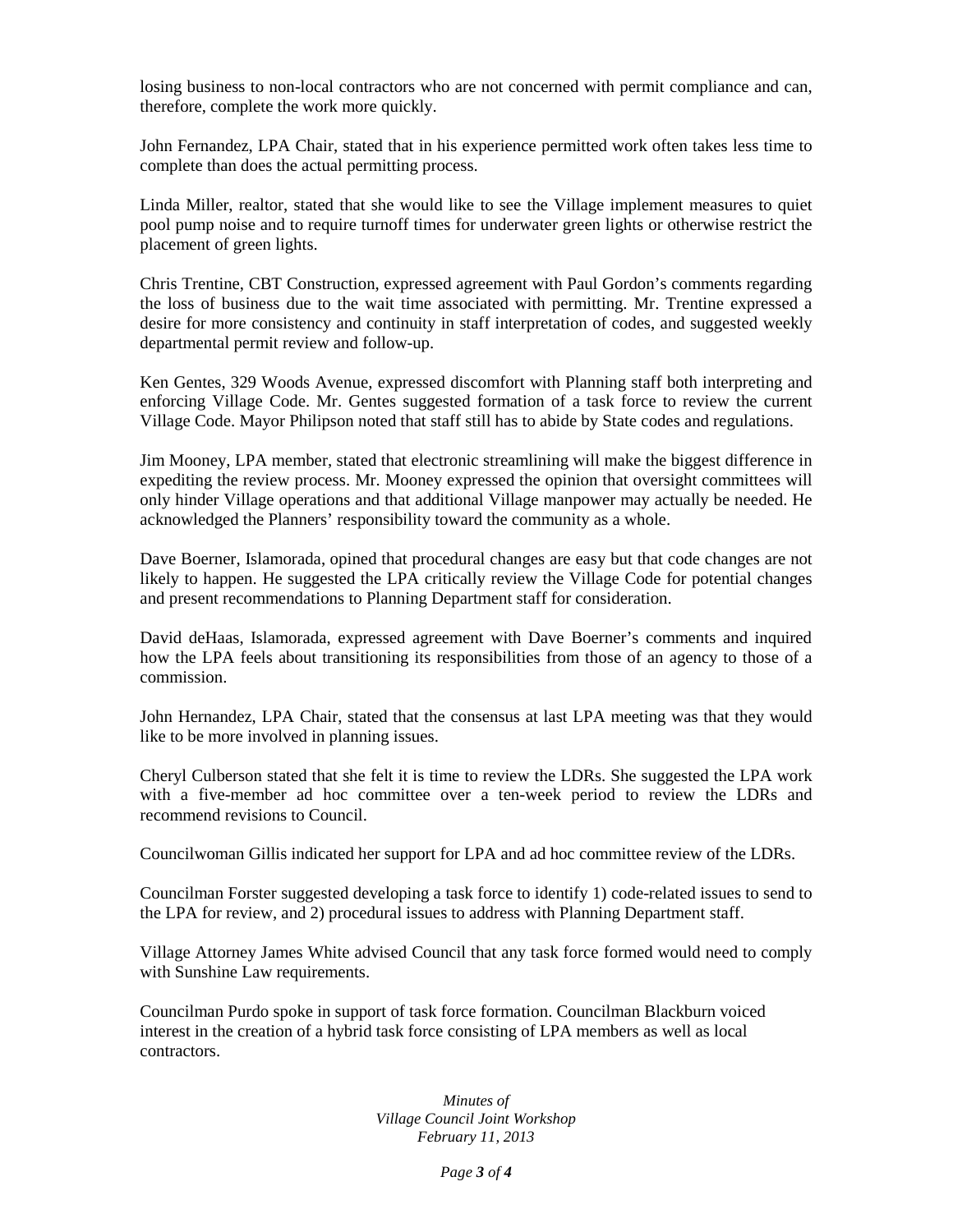losing business to non-local contractors who are not concerned with permit compliance and can, therefore, complete the work more quickly.

John Fernandez, LPA Chair, stated that in his experience permitted work often takes less time to complete than does the actual permitting process.

Linda Miller, realtor, stated that she would like to see the Village implement measures to quiet pool pump noise and to require turnoff times for underwater green lights or otherwise restrict the placement of green lights.

Chris Trentine, CBT Construction, expressed agreement with Paul Gordon's comments regarding the loss of business due to the wait time associated with permitting. Mr. Trentine expressed a desire for more consistency and continuity in staff interpretation of codes, and suggested weekly departmental permit review and follow-up.

Ken Gentes, 329 Woods Avenue, expressed discomfort with Planning staff both interpreting and enforcing Village Code. Mr. Gentes suggested formation of a task force to review the current Village Code. Mayor Philipson noted that staff still has to abide by State codes and regulations.

Jim Mooney, LPA member, stated that electronic streamlining will make the biggest difference in expediting the review process. Mr. Mooney expressed the opinion that oversight committees will only hinder Village operations and that additional Village manpower may actually be needed. He acknowledged the Planners' responsibility toward the community as a whole.

Dave Boerner, Islamorada, opined that procedural changes are easy but that code changes are not likely to happen. He suggested the LPA critically review the Village Code for potential changes and present recommendations to Planning Department staff for consideration.

David deHaas, Islamorada, expressed agreement with Dave Boerner's comments and inquired how the LPA feels about transitioning its responsibilities from those of an agency to those of a commission.

John Hernandez, LPA Chair, stated that the consensus at last LPA meeting was that they would like to be more involved in planning issues.

Cheryl Culberson stated that she felt it is time to review the LDRs. She suggested the LPA work with a five-member ad hoc committee over a ten-week period to review the LDRs and recommend revisions to Council.

Councilwoman Gillis indicated her support for LPA and ad hoc committee review of the LDRs.

Councilman Forster suggested developing a task force to identify 1) code-related issues to send to the LPA for review, and 2) procedural issues to address with Planning Department staff.

Village Attorney James White advised Council that any task force formed would need to comply with Sunshine Law requirements.

Councilman Purdo spoke in support of task force formation. Councilman Blackburn voiced interest in the creation of a hybrid task force consisting of LPA members as well as local contractors.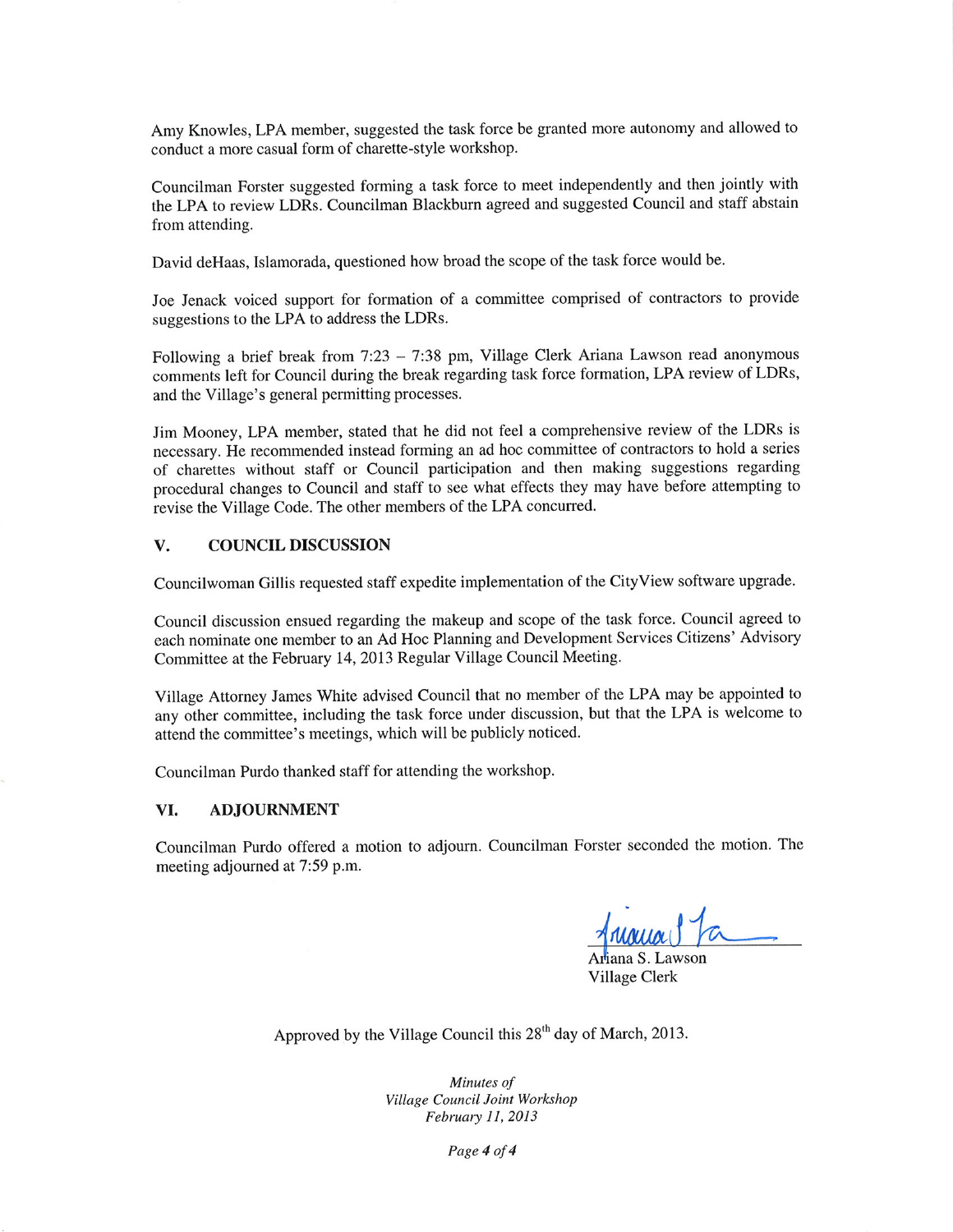Amy Knowles, LPA member, suggested the task force be granted more autonomy and allowed to conduct a more casual form of charette-style workshop.

Councilman Forster suggested forming a task force to meet independently and then jointly with the LPA to review LDRs. Councilman Blackburn agreed and suggested Council and staff abstain from attending.

David deHaas, Islamorada, questioned how broad the scope of the task force would be.

Joe Jenack voiced support for formation of a committee comprised of contractors to provide suggestions to the LPA to address the LDRs.

Following a brief break from 7:23 – 7:38 pm, Village Clerk Ariana Lawson read anonymous comments left for Council during the break regarding task force formation, LPA review of LDRs, and the Village's general permitting processes.

Jim Mooney, LPA member, stated that he did not feel a comprehensive review of the LDRs is necessary. He recommended instead forming an ad hoc committee of contractors to hold a series of charettes without staff or Council participation and then making suggestions regarding procedural changes to Council and staff to see what effects they may have before attempting to revise the Village Code. The other members of the LPA concurred.

## V. COUNCIL DISCUSSION

Councilwoman Gillis requested staff expedite implementation of the CityView software upgrade.

Council discussion ensued regarding the makeup and scope of the task force. Council agreed to each nominate one member to an Ad Hoc Planning and Development Services Citizens' Advisory Committee at the February 14, 2013 Regular Village Council Meeting.

Village Attorney James White advised Council that no member of the LPA may be appointed to any other committee, including the task force under discussion, but that the LPA is welcome to attend the committee's meetings, which will be publicly noticed.

Councilman Purdo thanked staff for attending the workshop.

## VI. ADJOURNMENT

Councilman Purdo offered a motion to adjourn. Councilman Forster seconded the motion. The meeting adjourned at 7:59 p.m.

Ariana S. Lawson
Village Clerk

Approved by the Village Council this 28th day of March, 2013.

*Minutes of*
*Village Council Joint Workshop*
*February 11, 2013*